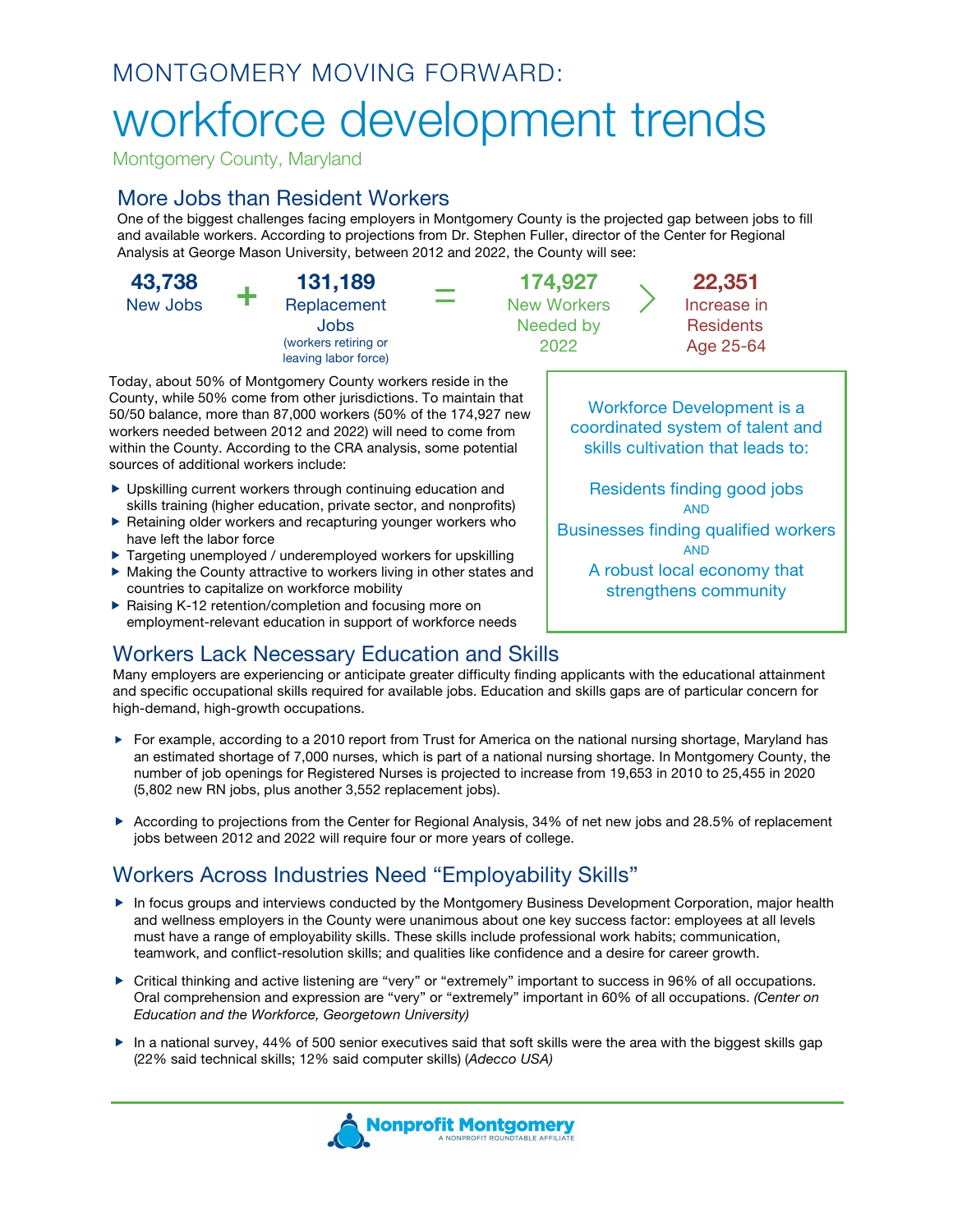# MONTGOMERY MOVING FORWARD:

# workforce development trends

Montgomery County, Maryland

## More Jobs than Resident Workers

One of the biggest challenges facing employers in Montgomery County is the projected gap between jobs to fill and available workers. According to projections from Dr. Stephen Fuller, director of the Center for Regional Analysis at George Mason University, between 2012 and 2022, the County will see:

**43,738** New Jobs + **131,189** Replacement Jobs (workers retiring or leaving labor force) = **174,927** New Workers Needed by 2022 > **22,351** Increase in Residents Age 25-64

Today, about 50% of Montgomery County workers reside in the County, while 50% come from other jurisdictions. To maintain that 50/50 balance, more than 87,000 workers (50% of the 174,927 new workers needed between 2012 and 2022) will need to come from within the County. According to the CRA analysis, some potential sources of additional workers include:

- Upskilling current workers through continuing education and skills training (higher education, private sector, and nonprofits)
- Retaining older workers and recapturing younger workers who have left the labor force
- Targeting unemployed / underemployed workers for upskilling
- Making the County attractive to workers living in other states and countries to capitalize on workforce mobility
- Raising K-12 retention/completion and focusing more on employment-relevant education in support of workforce needs

Workforce Development is a coordinated system of talent and skills cultivation that leads to:

Residents finding good jobs

AND

Businesses finding qualified workers

AND

A robust local economy that strengthens community

## Workers Lack Necessary Education and Skills

Many employers are experiencing or anticipate greater difficulty finding applicants with the educational attainment and specific occupational skills required for available jobs. Education and skills gaps are of particular concern for high-demand, high-growth occupations.

- For example, according to a 2010 report from Trust for America on the national nursing shortage, Maryland has an estimated shortage of 7,000 nurses, which is part of a national nursing shortage. In Montgomery County, the number of job openings for Registered Nurses is projected to increase from 19,653 in 2010 to 25,455 in 2020 (5,802 new RN jobs, plus another 3,552 replacement jobs).
- According to projections from the Center for Regional Analysis, 34% of net new jobs and 28.5% of replacement jobs between 2012 and 2022 will require four or more years of college.

## Workers Across Industries Need "Employability Skills"

- In focus groups and interviews conducted by the Montgomery Business Development Corporation, major health and wellness employers in the County were unanimous about one key success factor: employees at all levels must have a range of employability skills. These skills include professional work habits; communication, teamwork, and conflict-resolution skills; and qualities like confidence and a desire for career growth.
- Critical thinking and active listening are "very" or "extremely" important to success in 96% of all occupations. Oral comprehension and expression are "very" or "extremely" important in 60% of all occupations. *(Center on Education and the Workforce, Georgetown University)*
- In a national survey, 44% of 500 senior executives said that soft skills were the area with the biggest skills gap (22% said technical skills; 12% said computer skills) *(Adecco USA)*

Nonprofit Montgomery
A NONPROFIT ROUNDTABLE AFFILIATE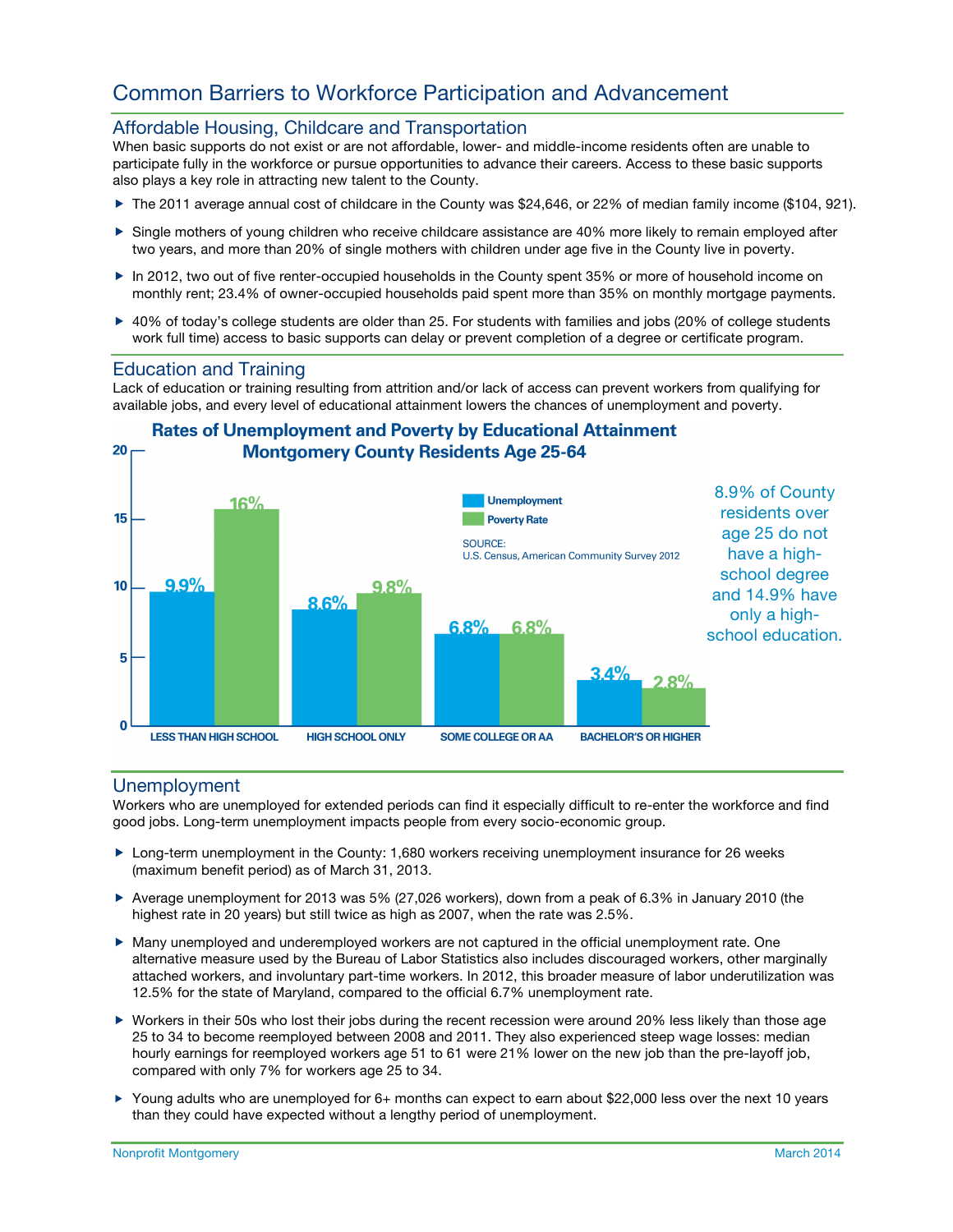# Common Barriers to Workforce Participation and Advancement

## Affordable Housing, Childcare and Transportation

When basic supports do not exist or are not affordable, lower- and middle-income residents often are unable to participate fully in the workforce or pursue opportunities to advance their careers. Access to these basic supports also plays a key role in attracting new talent to the County.

- The 2011 average annual cost of childcare in the County was $24,646, or 22% of median family income ($104, 921).
- Single mothers of young children who receive childcare assistance are 40% more likely to remain employed after two years, and more than 20% of single mothers with children under age five in the County live in poverty.
- In 2012, two out of five renter-occupied households in the County spent 35% or more of household income on monthly rent; 23.4% of owner-occupied households paid spent more than 35% on monthly mortgage payments.
- 40% of today's college students are older than 25. For students with families and jobs (20% of college students work full time) access to basic supports can delay or prevent completion of a degree or certificate program.

## Education and Training

Lack of education or training resulting from attrition and/or lack of access can prevent workers from qualifying for available jobs, and every level of educational attainment lowers the chances of unemployment and poverty.

**Rates of Unemployment and Poverty by Educational Attainment**
**Montgomery County Residents Age 25-64**

Unemployment
Poverty Rate

SOURCE:
U.S. Census, American Community Survey 2012

0
5
10
15
20

LESS THAN HIGH SCHOOL: 9.9% 16%
HIGH SCHOOL ONLY: 8.6% 9.8%
SOME COLLEGE OR AA: 6.8% 6.8%
BACHELOR'S OR HIGHER: 3.4% 2.8%

8.9% of County residents over age 25 do not have a high-school degree and 14.9% have only a high-school education.

## Unemployment

Workers who are unemployed for extended periods can find it especially difficult to re-enter the workforce and find good jobs. Long-term unemployment impacts people from every socio-economic group.

- Long-term unemployment in the County: 1,680 workers receiving unemployment insurance for 26 weeks (maximum benefit period) as of March 31, 2013.
- Average unemployment for 2013 was 5% (27,026 workers), down from a peak of 6.3% in January 2010 (the highest rate in 20 years) but still twice as high as 2007, when the rate was 2.5%.
- Many unemployed and underemployed workers are not captured in the official unemployment rate. One alternative measure used by the Bureau of Labor Statistics also includes discouraged workers, other marginally attached workers, and involuntary part-time workers. In 2012, this broader measure of labor underutilization was 12.5% for the state of Maryland, compared to the official 6.7% unemployment rate.
- Workers in their 50s who lost their jobs during the recent recession were around 20% less likely than those age 25 to 34 to become reemployed between 2008 and 2011. They also experienced steep wage losses: median hourly earnings for reemployed workers age 51 to 61 were 21% lower on the new job than the pre-layoff job, compared with only 7% for workers age 25 to 34.
- Young adults who are unemployed for 6+ months can expect to earn about $22,000 less over the next 10 years than they could have expected without a lengthy period of unemployment.